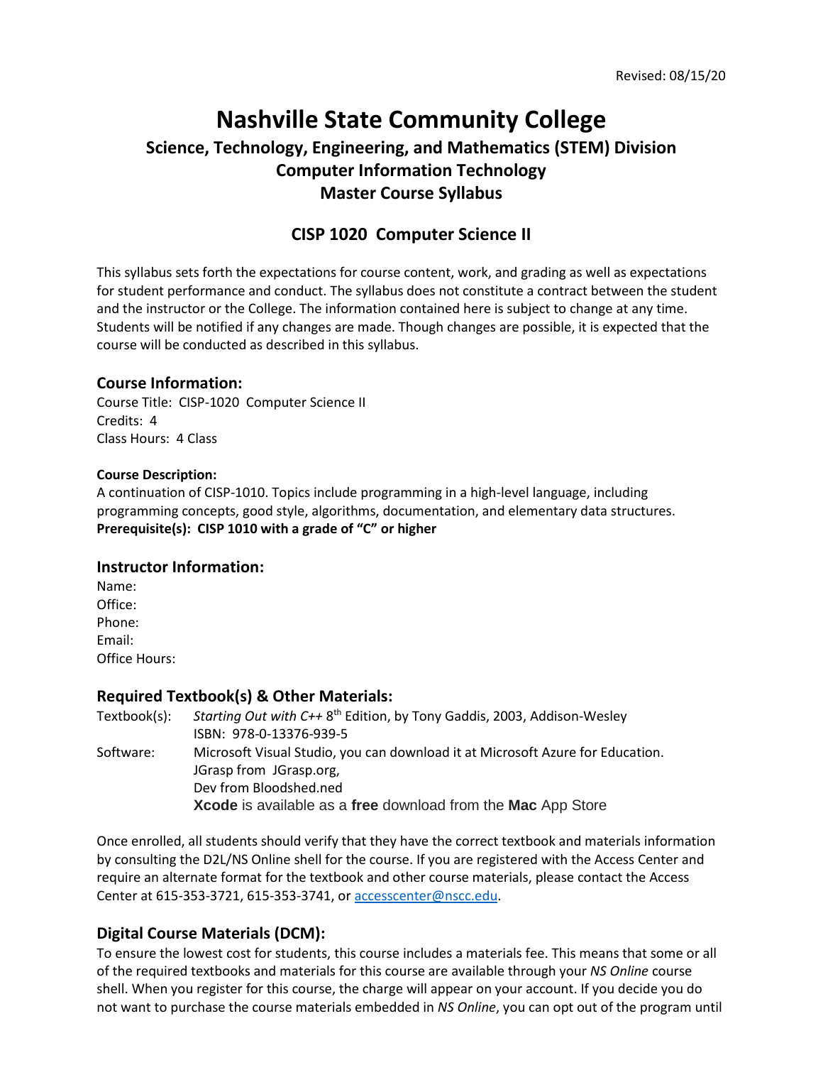Revised: 08/15/20

# Nashville State Community College

## Science, Technology, Engineering, and Mathematics (STEM) Division
## Computer Information Technology
## Master Course Syllabus

## CISP 1020 Computer Science II

This syllabus sets forth the expectations for course content, work, and grading as well as expectations for student performance and conduct. The syllabus does not constitute a contract between the student and the instructor or the College. The information contained here is subject to change at any time. Students will be notified if any changes are made. Though changes are possible, it is expected that the course will be conducted as described in this syllabus.

### Course Information:

Course Title: CISP-1020 Computer Science II
Credits: 4
Class Hours: 4 Class

**Course Description:**
A continuation of CISP-1010. Topics include programming in a high-level language, including programming concepts, good style, algorithms, documentation, and elementary data structures.
**Prerequisite(s): CISP 1010 with a grade of "C" or higher**

### Instructor Information:

Name:
Office:
Phone:
Email:
Office Hours:

### Required Textbook(s) & Other Materials:

Textbook(s): *Starting Out with C++* 8th Edition, by Tony Gaddis, 2003, Addison-Wesley
ISBN: 978-0-13376-939-5

Software: Microsoft Visual Studio, you can download it at Microsoft Azure for Education.
JGrasp from JGrasp.org,
Dev from Bloodshed.ned
**Xcode** is available as a **free** download from the **Mac** App Store

Once enrolled, all students should verify that they have the correct textbook and materials information by consulting the D2L/NS Online shell for the course. If you are registered with the Access Center and require an alternate format for the textbook and other course materials, please contact the Access Center at 615-353-3721, 615-353-3741, or accesscenter@nscc.edu.

### Digital Course Materials (DCM):

To ensure the lowest cost for students, this course includes a materials fee. This means that some or all of the required textbooks and materials for this course are available through your *NS Online* course shell. When you register for this course, the charge will appear on your account. If you decide you do not want to purchase the course materials embedded in *NS Online*, you can opt out of the program until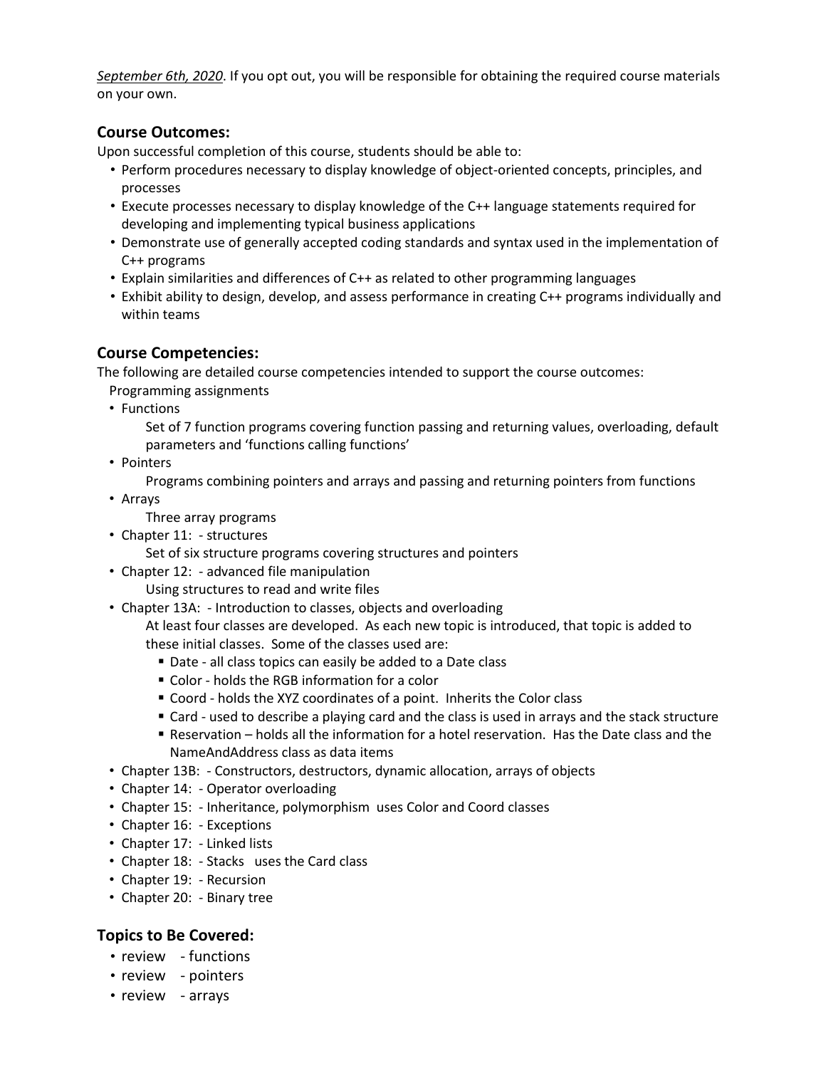*September 6th, 2020*. If you opt out, you will be responsible for obtaining the required course materials on your own.

## Course Outcomes:

Upon successful completion of this course, students should be able to:

- Perform procedures necessary to display knowledge of object-oriented concepts, principles, and processes
- Execute processes necessary to display knowledge of the C++ language statements required for developing and implementing typical business applications
- Demonstrate use of generally accepted coding standards and syntax used in the implementation of C++ programs
- Explain similarities and differences of C++ as related to other programming languages
- Exhibit ability to design, develop, and assess performance in creating C++ programs individually and within teams

## Course Competencies:

The following are detailed course competencies intended to support the course outcomes:

Programming assignments

- Functions
  - Set of 7 function programs covering function passing and returning values, overloading, default parameters and 'functions calling functions'
- Pointers
  - Programs combining pointers and arrays and passing and returning pointers from functions
- Arrays
  - Three array programs
- Chapter 11: - structures
  - Set of six structure programs covering structures and pointers
- Chapter 12: - advanced file manipulation
  - Using structures to read and write files
- Chapter 13A: - Introduction to classes, objects and overloading
  - At least four classes are developed. As each new topic is introduced, that topic is added to these initial classes. Some of the classes used are:
    - Date - all class topics can easily be added to a Date class
    - Color - holds the RGB information for a color
    - Coord - holds the XYZ coordinates of a point. Inherits the Color class
    - Card - used to describe a playing card and the class is used in arrays and the stack structure
    - Reservation – holds all the information for a hotel reservation. Has the Date class and the NameAndAddress class as data items
- Chapter 13B: - Constructors, destructors, dynamic allocation, arrays of objects
- Chapter 14: - Operator overloading
- Chapter 15: - Inheritance, polymorphism uses Color and Coord classes
- Chapter 16: - Exceptions
- Chapter 17: - Linked lists
- Chapter 18: - Stacks uses the Card class
- Chapter 19: - Recursion
- Chapter 20: - Binary tree

## Topics to Be Covered:

- review - functions
- review - pointers
- review - arrays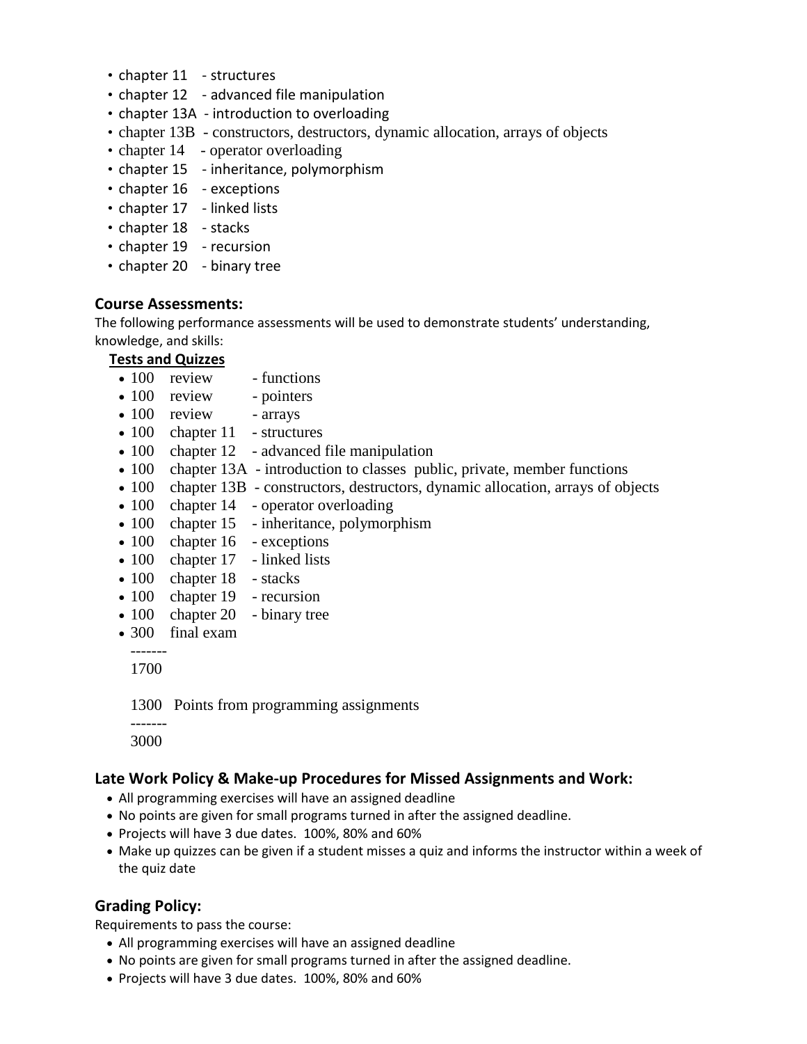- chapter 11 - structures
- chapter 12 - advanced file manipulation
- chapter 13A - introduction to overloading
- chapter 13B - constructors, destructors, dynamic allocation, arrays of objects
- chapter 14 - operator overloading
- chapter 15 - inheritance, polymorphism
- chapter 16 - exceptions
- chapter 17 - linked lists
- chapter 18 - stacks
- chapter 19 - recursion
- chapter 20 - binary tree

### Course Assessments:

The following performance assessments will be used to demonstrate students' understanding, knowledge, and skills:

**Tests and Quizzes**

- 100 review - functions
- 100 review - pointers
- 100 review - arrays
- 100 chapter 11 - structures
- 100 chapter 12 - advanced file manipulation
- 100 chapter 13A - introduction to classes public, private, member functions
- 100 chapter 13B - constructors, destructors, dynamic allocation, arrays of objects
- 100 chapter 14 - operator overloading
- 100 chapter 15 - inheritance, polymorphism
- 100 chapter 16 - exceptions
- 100 chapter 17 - linked lists
- 100 chapter 18 - stacks
- 100 chapter 19 - recursion
- 100 chapter 20 - binary tree
- 300 final exam

-------
1700

1300 Points from programming assignments
-------
3000

### Late Work Policy & Make-up Procedures for Missed Assignments and Work:

- All programming exercises will have an assigned deadline
- No points are given for small programs turned in after the assigned deadline.
- Projects will have 3 due dates. 100%, 80% and 60%
- Make up quizzes can be given if a student misses a quiz and informs the instructor within a week of the quiz date

### Grading Policy:

Requirements to pass the course:

- All programming exercises will have an assigned deadline
- No points are given for small programs turned in after the assigned deadline.
- Projects will have 3 due dates. 100%, 80% and 60%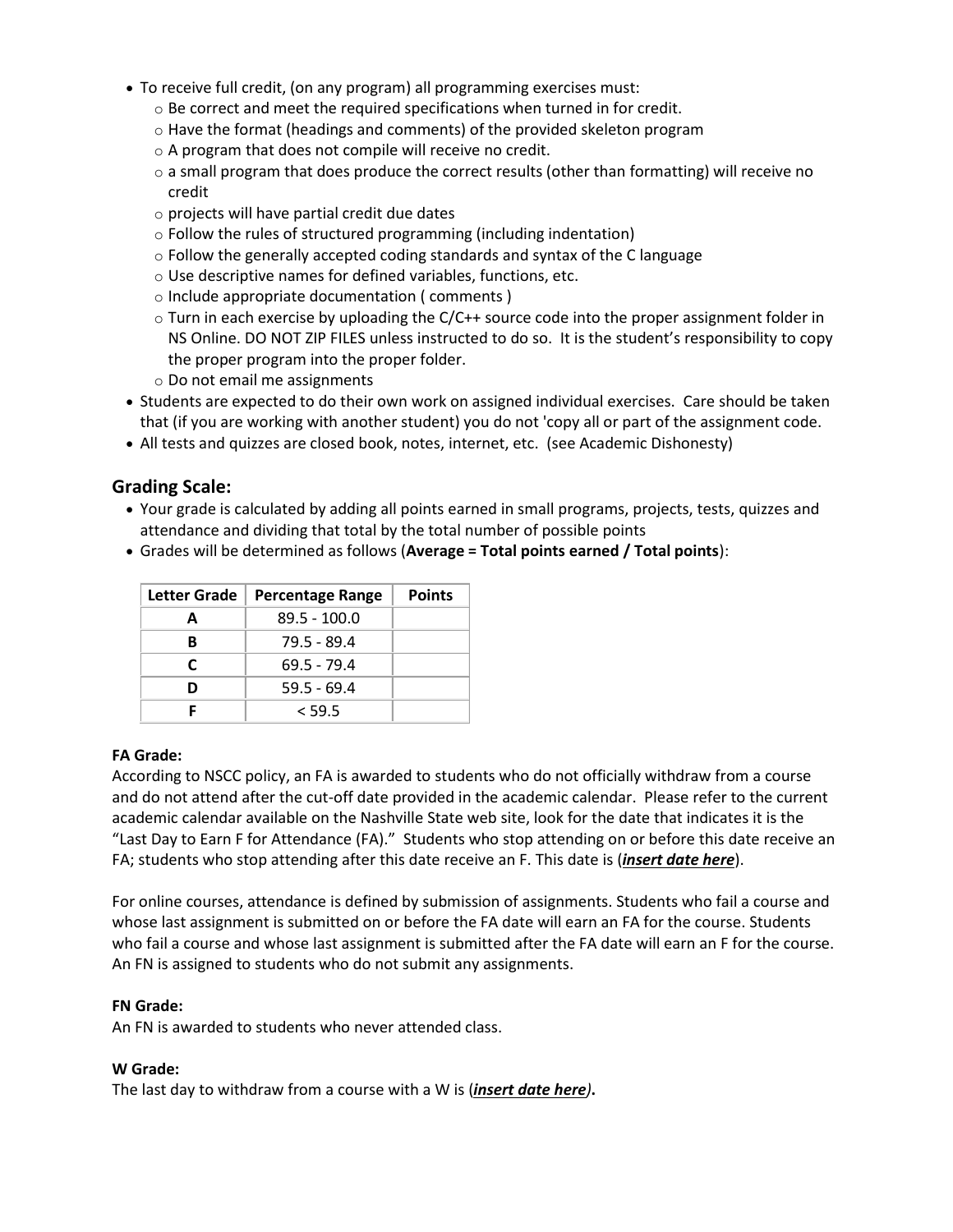- To receive full credit, (on any program) all programming exercises must:
  - Be correct and meet the required specifications when turned in for credit.
  - Have the format (headings and comments) of the provided skeleton program
  - A program that does not compile will receive no credit.
  - a small program that does produce the correct results (other than formatting) will receive no credit
  - projects will have partial credit due dates
  - Follow the rules of structured programming (including indentation)
  - Follow the generally accepted coding standards and syntax of the C language
  - Use descriptive names for defined variables, functions, etc.
  - Include appropriate documentation ( comments )
  - Turn in each exercise by uploading the C/C++ source code into the proper assignment folder in NS Online. DO NOT ZIP FILES unless instructed to do so. It is the student's responsibility to copy the proper program into the proper folder.
  - Do not email me assignments
- Students are expected to do their own work on assigned individual exercises. Care should be taken that (if you are working with another student) you do not 'copy all or part of the assignment code.
- All tests and quizzes are closed book, notes, internet, etc. (see Academic Dishonesty)

## Grading Scale:

- Your grade is calculated by adding all points earned in small programs, projects, tests, quizzes and attendance and dividing that total by the total number of possible points
- Grades will be determined as follows (**Average = Total points earned / Total points**):

| Letter Grade | Percentage Range | Points |
|---|---|---|
| **A** | 89.5 - 100.0 | |
| **B** | 79.5 - 89.4 | |
| **C** | 69.5 - 79.4 | |
| **D** | 59.5 - 69.4 | |
| **F** | < 59.5 | |

**FA Grade:**

According to NSCC policy, an FA is awarded to students who do not officially withdraw from a course and do not attend after the cut-off date provided in the academic calendar. Please refer to the current academic calendar available on the Nashville State web site, look for the date that indicates it is the "Last Day to Earn F for Attendance (FA)." Students who stop attending on or before this date receive an FA; students who stop attending after this date receive an F. This date is (***insert date here***).

For online courses, attendance is defined by submission of assignments. Students who fail a course and whose last assignment is submitted on or before the FA date will earn an FA for the course. Students who fail a course and whose last assignment is submitted after the FA date will earn an F for the course. An FN is assigned to students who do not submit any assignments.

**FN Grade:**

An FN is awarded to students who never attended class.

**W Grade:**

The last day to withdraw from a course with a W is (***insert date here*)**.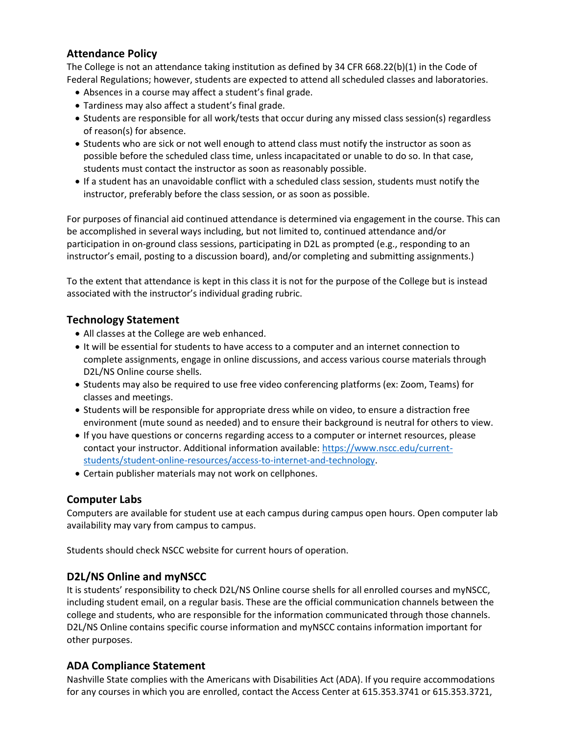## Attendance Policy

The College is not an attendance taking institution as defined by 34 CFR 668.22(b)(1) in the Code of Federal Regulations; however, students are expected to attend all scheduled classes and laboratories.

- Absences in a course may affect a student's final grade.
- Tardiness may also affect a student's final grade.
- Students are responsible for all work/tests that occur during any missed class session(s) regardless of reason(s) for absence.
- Students who are sick or not well enough to attend class must notify the instructor as soon as possible before the scheduled class time, unless incapacitated or unable to do so. In that case, students must contact the instructor as soon as reasonably possible.
- If a student has an unavoidable conflict with a scheduled class session, students must notify the instructor, preferably before the class session, or as soon as possible.

For purposes of financial aid continued attendance is determined via engagement in the course. This can be accomplished in several ways including, but not limited to, continued attendance and/or participation in on-ground class sessions, participating in D2L as prompted (e.g., responding to an instructor's email, posting to a discussion board), and/or completing and submitting assignments.)

To the extent that attendance is kept in this class it is not for the purpose of the College but is instead associated with the instructor's individual grading rubric.

## Technology Statement

- All classes at the College are web enhanced.
- It will be essential for students to have access to a computer and an internet connection to complete assignments, engage in online discussions, and access various course materials through D2L/NS Online course shells.
- Students may also be required to use free video conferencing platforms (ex: Zoom, Teams) for classes and meetings.
- Students will be responsible for appropriate dress while on video, to ensure a distraction free environment (mute sound as needed) and to ensure their background is neutral for others to view.
- If you have questions or concerns regarding access to a computer or internet resources, please contact your instructor. Additional information available: [https://www.nscc.edu/current-students/student-online-resources/access-to-internet-and-technology](https://www.nscc.edu/current-students/student-online-resources/access-to-internet-and-technology).
- Certain publisher materials may not work on cellphones.

## Computer Labs

Computers are available for student use at each campus during campus open hours. Open computer lab availability may vary from campus to campus.

Students should check NSCC website for current hours of operation.

## D2L/NS Online and myNSCC

It is students' responsibility to check D2L/NS Online course shells for all enrolled courses and myNSCC, including student email, on a regular basis. These are the official communication channels between the college and students, who are responsible for the information communicated through those channels. D2L/NS Online contains specific course information and myNSCC contains information important for other purposes.

## ADA Compliance Statement

Nashville State complies with the Americans with Disabilities Act (ADA). If you require accommodations for any courses in which you are enrolled, contact the Access Center at 615.353.3741 or 615.353.3721,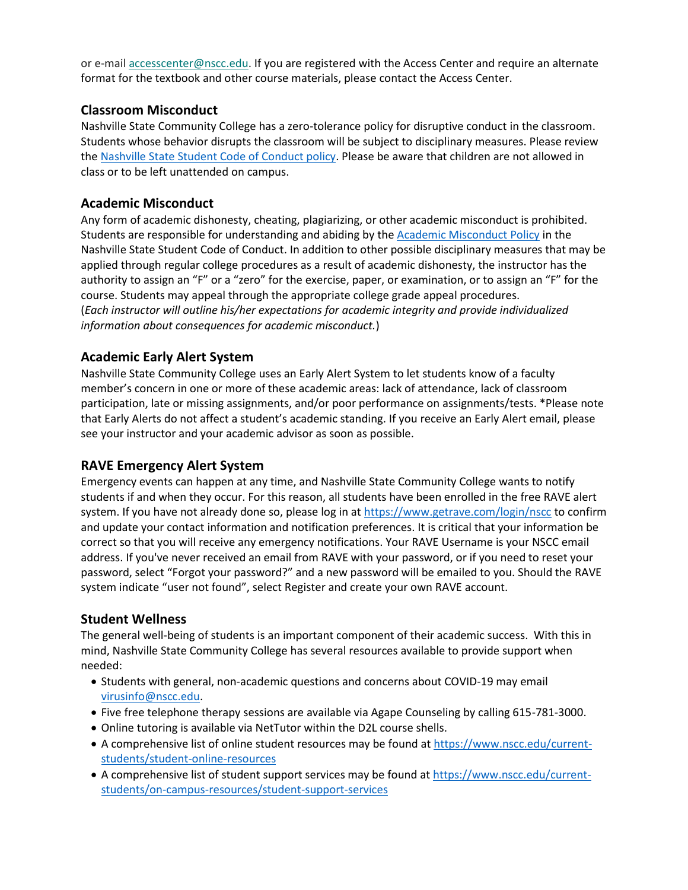or e-mail [accesscenter@nscc.edu](mailto:accesscenter@nscc.edu). If you are registered with the Access Center and require an alternate format for the textbook and other course materials, please contact the Access Center.

### Classroom Misconduct

Nashville State Community College has a zero-tolerance policy for disruptive conduct in the classroom. Students whose behavior disrupts the classroom will be subject to disciplinary measures. Please review the Nashville State Student Code of Conduct policy. Please be aware that children are not allowed in class or to be left unattended on campus.

### Academic Misconduct

Any form of academic dishonesty, cheating, plagiarizing, or other academic misconduct is prohibited. Students are responsible for understanding and abiding by the Academic Misconduct Policy in the Nashville State Student Code of Conduct. In addition to other possible disciplinary measures that may be applied through regular college procedures as a result of academic dishonesty, the instructor has the authority to assign an "F" or a "zero" for the exercise, paper, or examination, or to assign an "F" for the course. Students may appeal through the appropriate college grade appeal procedures.
(*Each instructor will outline his/her expectations for academic integrity and provide individualized information about consequences for academic misconduct.*)

### Academic Early Alert System

Nashville State Community College uses an Early Alert System to let students know of a faculty member's concern in one or more of these academic areas: lack of attendance, lack of classroom participation, late or missing assignments, and/or poor performance on assignments/tests. *Please note that Early Alerts do not affect a student's academic standing. If you receive an Early Alert email, please see your instructor and your academic advisor as soon as possible.

### RAVE Emergency Alert System

Emergency events can happen at any time, and Nashville State Community College wants to notify students if and when they occur. For this reason, all students have been enrolled in the free RAVE alert system. If you have not already done so, please log in at https://www.getrave.com/login/nscc to confirm and update your contact information and notification preferences. It is critical that your information be correct so that you will receive any emergency notifications. Your RAVE Username is your NSCC email address. If you've never received an email from RAVE with your password, or if you need to reset your password, select "Forgot your password?" and a new password will be emailed to you. Should the RAVE system indicate "user not found", select Register and create your own RAVE account.

### Student Wellness

The general well-being of students is an important component of their academic success. With this in mind, Nashville State Community College has several resources available to provide support when needed:

- Students with general, non-academic questions and concerns about COVID-19 may email [virusinfo@nscc.edu](mailto:virusinfo@nscc.edu).
- Five free telephone therapy sessions are available via Agape Counseling by calling 615-781-3000.
- Online tutoring is available via NetTutor within the D2L course shells.
- A comprehensive list of online student resources may be found at https://www.nscc.edu/current-students/student-online-resources
- A comprehensive list of student support services may be found at https://www.nscc.edu/current-students/on-campus-resources/student-support-services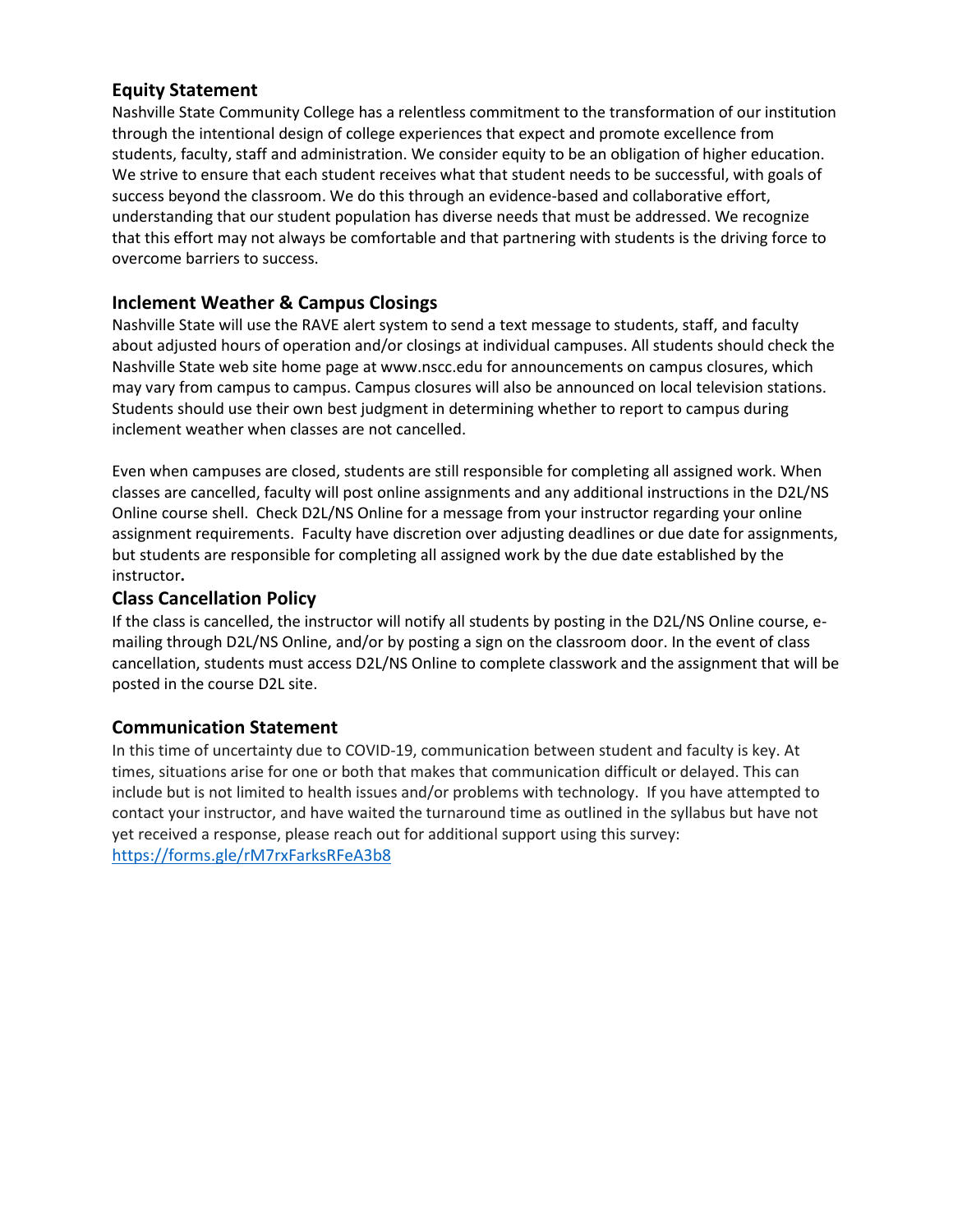## Equity Statement

Nashville State Community College has a relentless commitment to the transformation of our institution through the intentional design of college experiences that expect and promote excellence from students, faculty, staff and administration. We consider equity to be an obligation of higher education. We strive to ensure that each student receives what that student needs to be successful, with goals of success beyond the classroom. We do this through an evidence-based and collaborative effort, understanding that our student population has diverse needs that must be addressed. We recognize that this effort may not always be comfortable and that partnering with students is the driving force to overcome barriers to success.

## Inclement Weather & Campus Closings

Nashville State will use the RAVE alert system to send a text message to students, staff, and faculty about adjusted hours of operation and/or closings at individual campuses. All students should check the Nashville State web site home page at www.nscc.edu for announcements on campus closures, which may vary from campus to campus. Campus closures will also be announced on local television stations. Students should use their own best judgment in determining whether to report to campus during inclement weather when classes are not cancelled.

Even when campuses are closed, students are still responsible for completing all assigned work. When classes are cancelled, faculty will post online assignments and any additional instructions in the D2L/NS Online course shell. Check D2L/NS Online for a message from your instructor regarding your online assignment requirements. Faculty have discretion over adjusting deadlines or due date for assignments, but students are responsible for completing all assigned work by the due date established by the instructor**.**

## Class Cancellation Policy

If the class is cancelled, the instructor will notify all students by posting in the D2L/NS Online course, e-mailing through D2L/NS Online, and/or by posting a sign on the classroom door. In the event of class cancellation, students must access D2L/NS Online to complete classwork and the assignment that will be posted in the course D2L site.

## Communication Statement

In this time of uncertainty due to COVID-19, communication between student and faculty is key. At times, situations arise for one or both that makes that communication difficult or delayed. This can include but is not limited to health issues and/or problems with technology. If you have attempted to contact your instructor, and have waited the turnaround time as outlined in the syllabus but have not yet received a response, please reach out for additional support using this survey: https://forms.gle/rM7rxFarksRFeA3b8